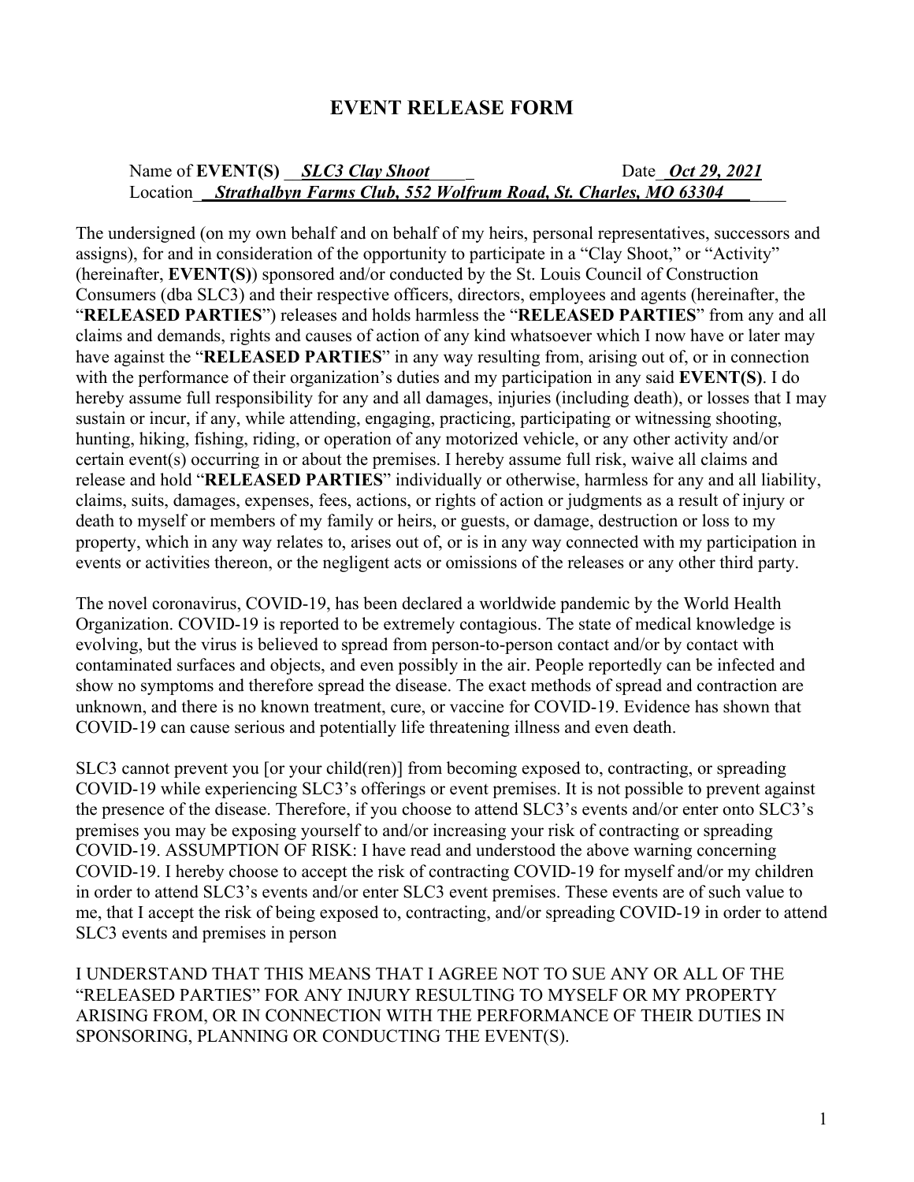# EVENT RELEASE FORM

Name of **EVENT(S)** ***SLC3 Clay Shoot*** Date ***Oct 29, 2021***
Location ***Strathalbyn Farms Club, 552 Wolfrum Road, St. Charles, MO 63304***

The undersigned (on my own behalf and on behalf of my heirs, personal representatives, successors and assigns), for and in consideration of the opportunity to participate in a "Clay Shoot," or "Activity" (hereinafter, **EVENT(S)**) sponsored and/or conducted by the St. Louis Council of Construction Consumers (dba SLC3) and their respective officers, directors, employees and agents (hereinafter, the "**RELEASED PARTIES**") releases and holds harmless the "**RELEASED PARTIES**" from any and all claims and demands, rights and causes of action of any kind whatsoever which I now have or later may have against the "**RELEASED PARTIES**" in any way resulting from, arising out of, or in connection with the performance of their organization's duties and my participation in any said **EVENT(S)**. I do hereby assume full responsibility for any and all damages, injuries (including death), or losses that I may sustain or incur, if any, while attending, engaging, practicing, participating or witnessing shooting, hunting, hiking, fishing, riding, or operation of any motorized vehicle, or any other activity and/or certain event(s) occurring in or about the premises. I hereby assume full risk, waive all claims and release and hold "**RELEASED PARTIES**" individually or otherwise, harmless for any and all liability, claims, suits, damages, expenses, fees, actions, or rights of action or judgments as a result of injury or death to myself or members of my family or heirs, or guests, or damage, destruction or loss to my property, which in any way relates to, arises out of, or is in any way connected with my participation in events or activities thereon, or the negligent acts or omissions of the releases or any other third party.

The novel coronavirus, COVID-19, has been declared a worldwide pandemic by the World Health Organization. COVID-19 is reported to be extremely contagious. The state of medical knowledge is evolving, but the virus is believed to spread from person-to-person contact and/or by contact with contaminated surfaces and objects, and even possibly in the air. People reportedly can be infected and show no symptoms and therefore spread the disease. The exact methods of spread and contraction are unknown, and there is no known treatment, cure, or vaccine for COVID-19. Evidence has shown that COVID-19 can cause serious and potentially life threatening illness and even death.

SLC3 cannot prevent you [or your child(ren)] from becoming exposed to, contracting, or spreading COVID-19 while experiencing SLC3's offerings or event premises. It is not possible to prevent against the presence of the disease. Therefore, if you choose to attend SLC3's events and/or enter onto SLC3's premises you may be exposing yourself to and/or increasing your risk of contracting or spreading COVID-19. ASSUMPTION OF RISK: I have read and understood the above warning concerning COVID-19. I hereby choose to accept the risk of contracting COVID-19 for myself and/or my children in order to attend SLC3's events and/or enter SLC3 event premises. These events are of such value to me, that I accept the risk of being exposed to, contracting, and/or spreading COVID-19 in order to attend SLC3 events and premises in person

I UNDERSTAND THAT THIS MEANS THAT I AGREE NOT TO SUE ANY OR ALL OF THE "RELEASED PARTIES" FOR ANY INJURY RESULTING TO MYSELF OR MY PROPERTY ARISING FROM, OR IN CONNECTION WITH THE PERFORMANCE OF THEIR DUTIES IN SPONSORING, PLANNING OR CONDUCTING THE EVENT(S).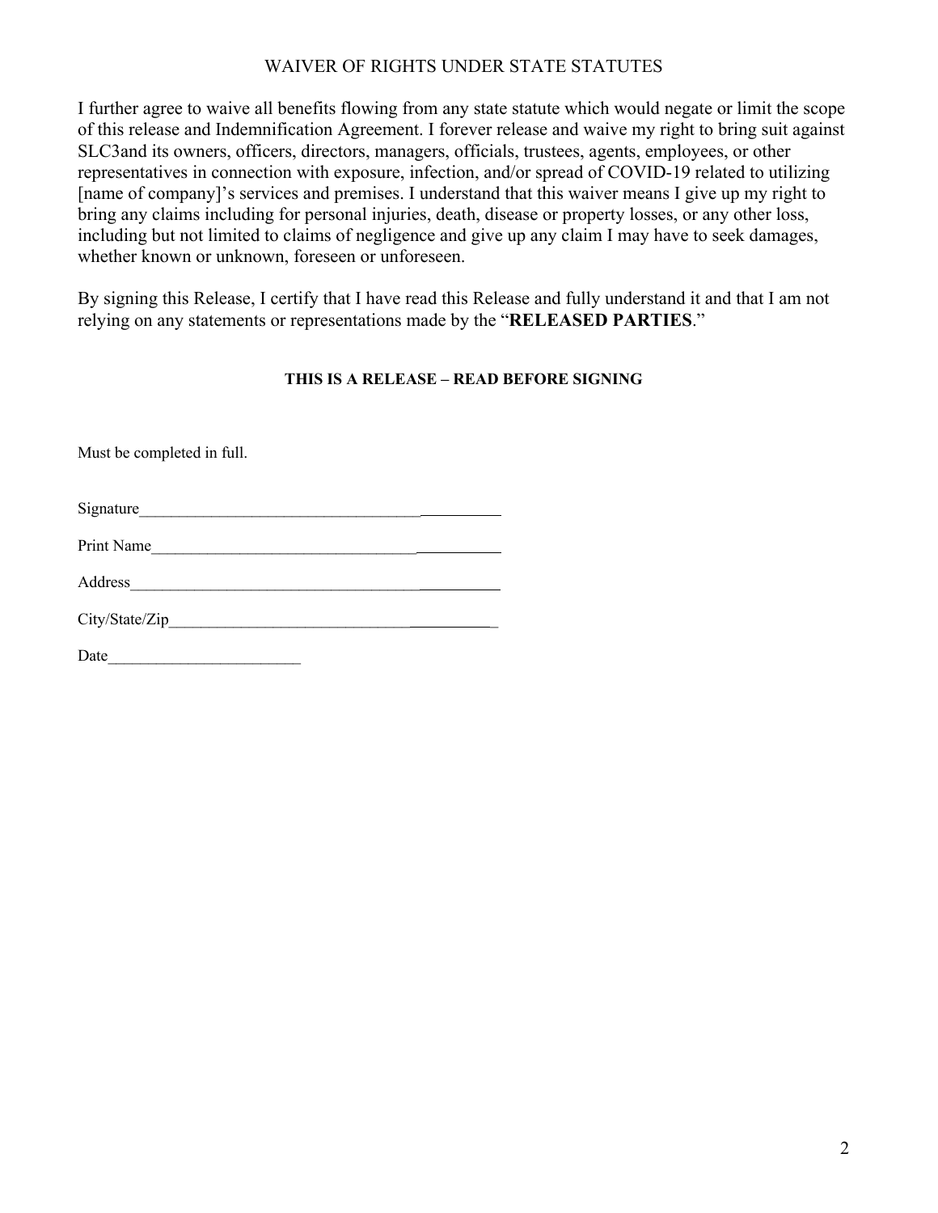## WAIVER OF RIGHTS UNDER STATE STATUTES

I further agree to waive all benefits flowing from any state statute which would negate or limit the scope of this release and Indemnification Agreement. I forever release and waive my right to bring suit against SLC3and its owners, officers, directors, managers, officials, trustees, agents, employees, or other representatives in connection with exposure, infection, and/or spread of COVID-19 related to utilizing [name of company]'s services and premises. I understand that this waiver means I give up my right to bring any claims including for personal injuries, death, disease or property losses, or any other loss, including but not limited to claims of negligence and give up any claim I may have to seek damages, whether known or unknown, foreseen or unforeseen.

By signing this Release, I certify that I have read this Release and fully understand it and that I am not relying on any statements or representations made by the "**RELEASED PARTIES**."

**THIS IS A RELEASE – READ BEFORE SIGNING**

Must be completed in full.

Signature______________________________________________

Print Name_____________________________________________

Address_______________________________________________

City/State/Zip___________________________________________

Date________________________